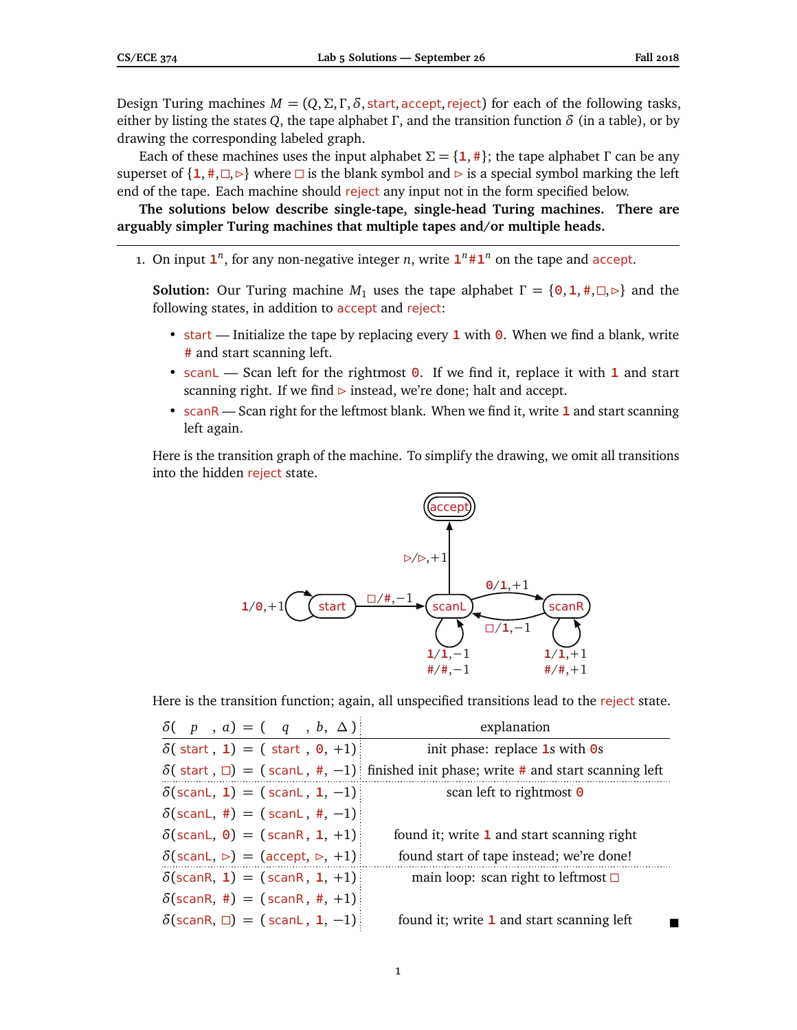Design Turing machines $M = (Q, \Sigma, \Gamma, \delta, \text{start}, \text{accept}, \text{reject})$ for each of the following tasks, either by listing the states $Q$, the tape alphabet $\Gamma$, and the transition function $\delta$ (in a table), or by drawing the corresponding labeled graph.

Each of these machines uses the input alphabet $\Sigma = \{1, \#\}$; the tape alphabet $\Gamma$ can be any superset of $\{1, \#, \square, \triangleright\}$ where $\square$ is the blank symbol and $\triangleright$ is a special symbol marking the left end of the tape. Each machine should reject any input not in the form specified below.

**The solutions below describe single-tape, single-head Turing machines. There are arguably simpler Turing machines that multiple tapes and/or multiple heads.**

---

1. On input $1^n$, for any non-negative integer $n$, write $1^n\#1^n$ on the tape and accept.

   **Solution:** Our Turing machine $M_1$ uses the tape alphabet $\Gamma = \{0, 1, \#, \square, \triangleright\}$ and the following states, in addition to accept and reject:

   - start — Initialize the tape by replacing every 1 with 0. When we find a blank, write # and start scanning left.
   - scanL — Scan left for the rightmost 0. If we find it, replace it with 1 and start scanning right. If we find $\triangleright$ instead, we're done; halt and accept.
   - scanR — Scan right for the leftmost blank. When we find it, write 1 and start scanning left again.

   Here is the transition graph of the machine. To simplify the drawing, we omit all transitions into the hidden reject state.

   Here is the transition function; again, all unspecified transitions lead to the reject state.

| $\delta(p, a) = (q, b, \Delta)$ | explanation |
|---|---|
| $\delta(\text{start}, 1) = (\text{start}, 0, +1)$ | init phase: replace 1s with 0s |
| $\delta(\text{start}, \square) = (\text{scanL}, \#, -1)$ | finished init phase; write # and start scanning left |
| $\delta(\text{scanL}, 1) = (\text{scanL}, 1, -1)$ | scan left to rightmost 0 |
| $\delta(\text{scanL}, \#) = (\text{scanL}, \#, -1)$ | |
| $\delta(\text{scanL}, 0) = (\text{scanR}, 1, +1)$ | found it; write 1 and start scanning right |
| $\delta(\text{scanL}, \triangleright) = (\text{accept}, \triangleright, +1)$ | found start of tape instead; we're done! |
| $\delta(\text{scanR}, 1) = (\text{scanR}, 1, +1)$ | main loop: scan right to leftmost $\square$ |
| $\delta(\text{scanR}, \#) = (\text{scanR}, \#, +1)$ | |
| $\delta(\text{scanR}, \square) = (\text{scanL}, 1, -1)$ | found it; write 1 and start scanning left |

■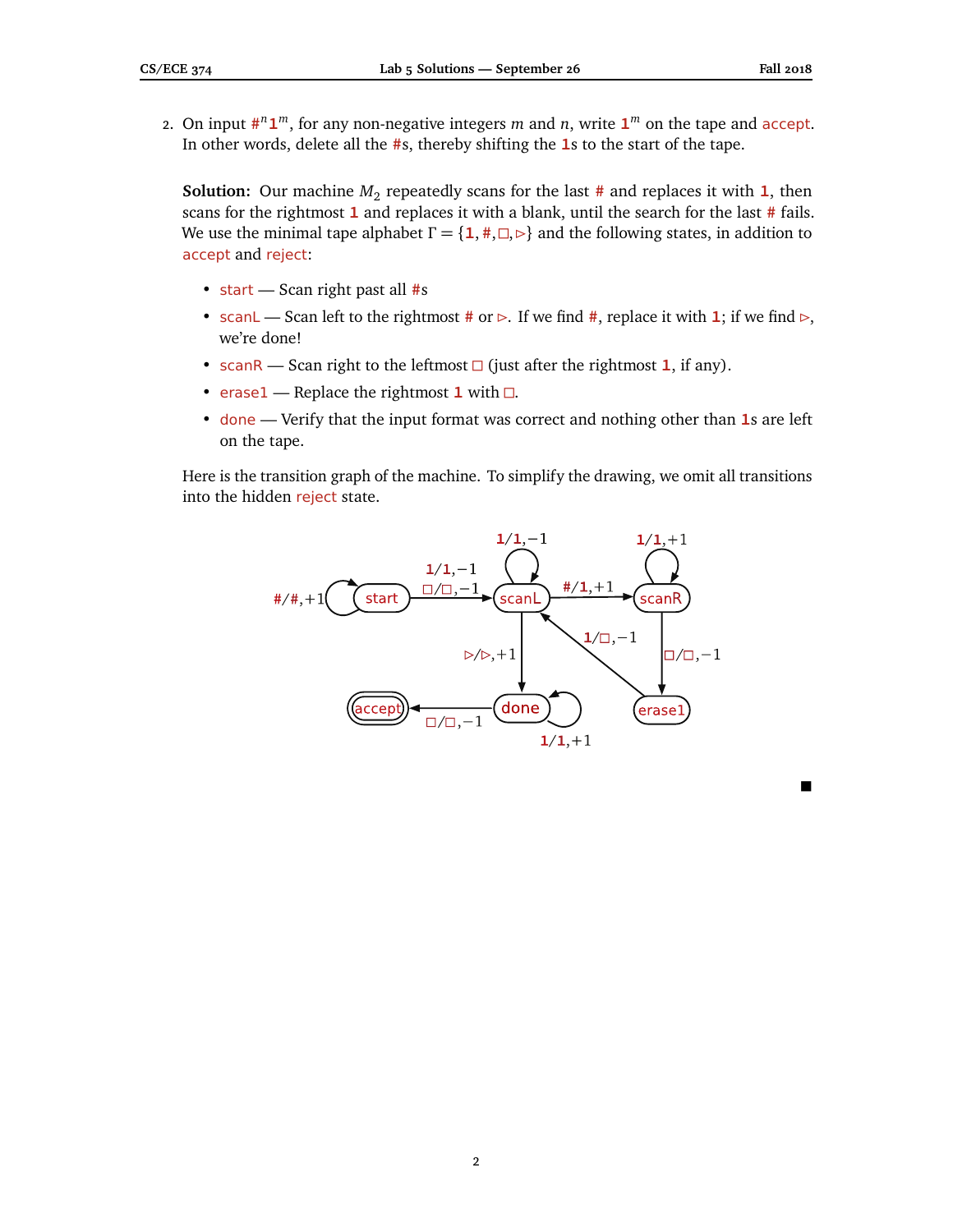2. On input $\#^n 1^m$, for any non-negative integers $m$ and $n$, write $1^m$ on the tape and accept. In other words, delete all the #s, thereby shifting the 1s to the start of the tape.

**Solution:** Our machine $M_2$ repeatedly scans for the last # and replaces it with 1, then scans for the rightmost 1 and replaces it with a blank, until the search for the last # fails. We use the minimal tape alphabet $\Gamma = \{1, \#, \square, \triangleright\}$ and the following states, in addition to accept and reject:

- start — Scan right past all #s
- scanL — Scan left to the rightmost # or ▷. If we find #, replace it with 1; if we find ▷, we're done!
- scanR — Scan right to the leftmost □ (just after the rightmost 1, if any).
- erase1 — Replace the rightmost 1 with □.
- done — Verify that the input format was correct and nothing other than 1s are left on the tape.

Here is the transition graph of the machine. To simplify the drawing, we omit all transitions into the hidden reject state.

| From | Read/Write, Move | To |
|---|---|---|
| start | #/#, +1 | start |
| start | 1/1, −1 | scanL |
| start | □/□, −1 | scanL |
| scanL | 1/1, −1 | scanL |
| scanL | #/1, +1 | scanR |
| scanL | ▷/▷, +1 | done |
| scanR | 1/1, +1 | scanR |
| scanR | □/□, −1 | erase1 |
| erase1 | 1/□, −1 | scanL |
| done | 1/1, +1 | done |
| done | □/□, −1 | accept |

■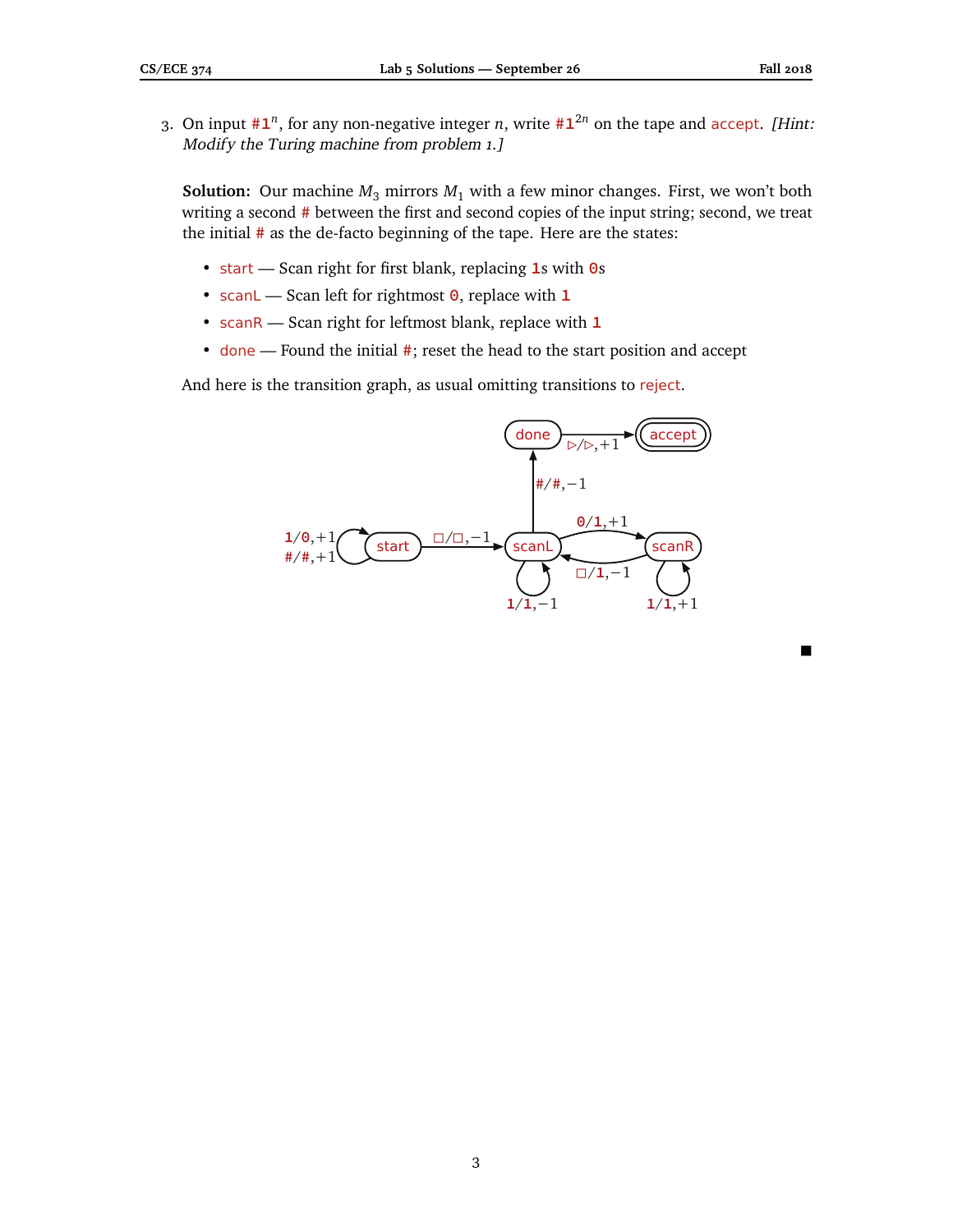3. On input `#1`$^n$, for any non-negative integer $n$, write `#1`$^{2n}$ on the tape and accept. *[Hint: Modify the Turing machine from problem 1.]*

**Solution:** Our machine $M_3$ mirrors $M_1$ with a few minor changes. First, we won't both writing a second `#` between the first and second copies of the input string; second, we treat the initial `#` as the de-facto beginning of the tape. Here are the states:

- start — Scan right for first blank, replacing `1`s with `0`s
- scanL — Scan left for rightmost `0`, replace with `1`
- scanR — Scan right for leftmost blank, replace with `1`
- done — Found the initial `#`; reset the head to the start position and accept

And here is the transition graph, as usual omitting transitions to reject.

- start: `1`/`0`, +1 (loop); `#`/`#`, +1 (loop); □/□, −1 → scanL
- scanL: `1`/`1`, −1 (loop); `0`/`1`, +1 → scanR; `#`/`#`, −1 → done
- scanR: `1`/`1`, +1 (loop); □/`1`, −1 → scanL
- done: ▷/▷, +1 → accept

■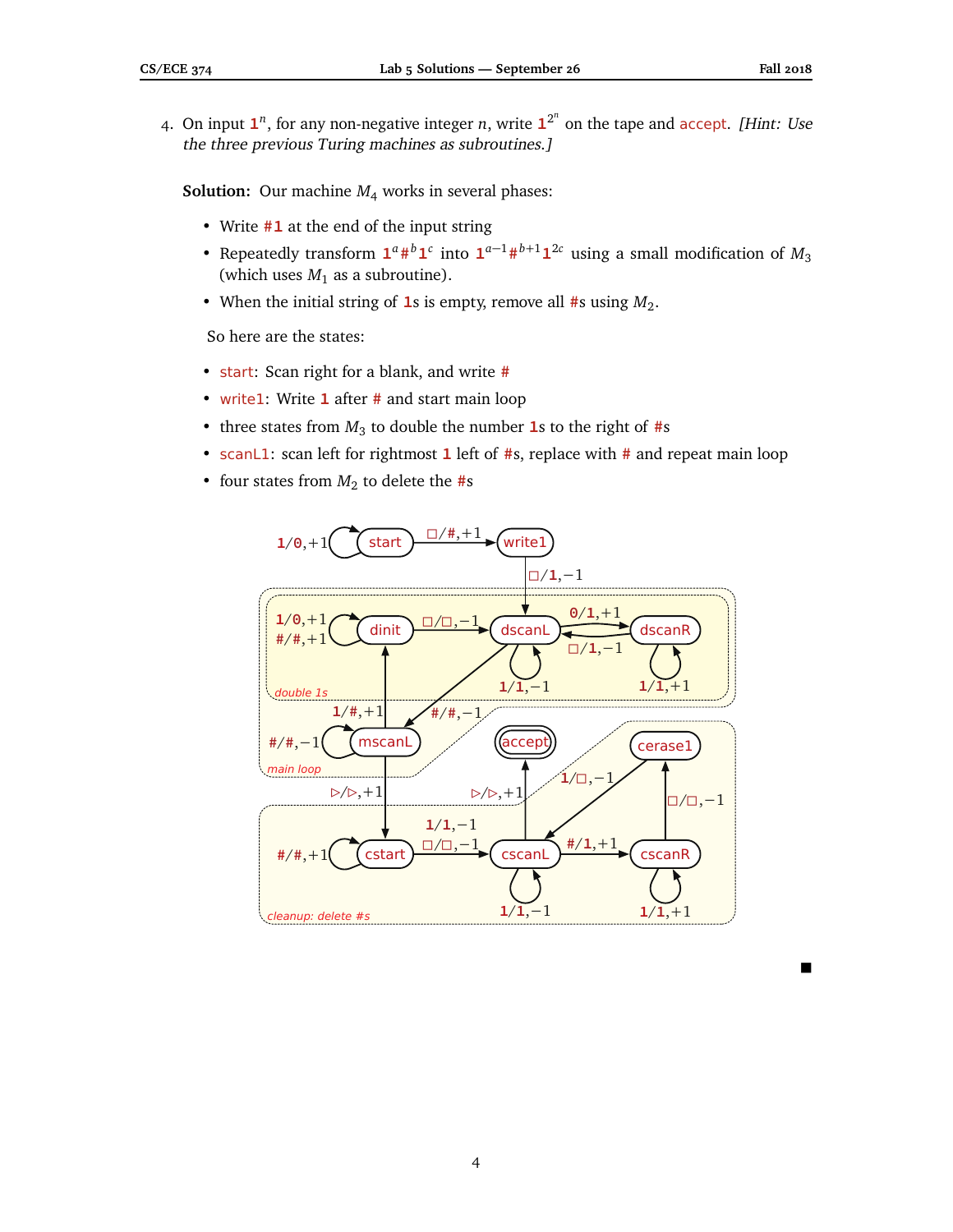4. On input $1^n$, for any non-negative integer $n$, write $1^{2^n}$ on the tape and accept. *[Hint: Use the three previous Turing machines as subroutines.]*

**Solution:** Our machine $M_4$ works in several phases:

- Write #1 at the end of the input string
- Repeatedly transform $1^a\#^b1^c$ into $1^{a-1}\#^{b+1}1^{2c}$ using a small modification of $M_3$ (which uses $M_1$ as a subroutine).
- When the initial string of 1s is empty, remove all #s using $M_2$.

So here are the states:

- start: Scan right for a blank, and write #
- write1: Write 1 after # and start main loop
- three states from $M_3$ to double the number 1s to the right of #s
- scanL1: scan left for rightmost 1 left of #s, replace with # and repeat main loop
- four states from $M_2$ to delete the #s

start
write1
dinit
dscanL
dscanR
mscanL
accept
cerase1
cstart
cscanL
cscanR

double 1s
main loop
cleanup: delete #s

1/0,+1
□/#,+1
□/1,−1
1/0,+1
#/#,+1
□/□,−1
0/1,+1
□/1,−1
1/1,−1
1/1,+1
1/#,+1
#/#,−1
#/#,−1
▷/▷,+1
▷/▷,+1
1/□,−1
□/□,−1
1/1,−1
□/□,−1
#/1,+1
#/#,+1
1/1,−1
1/1,+1

■